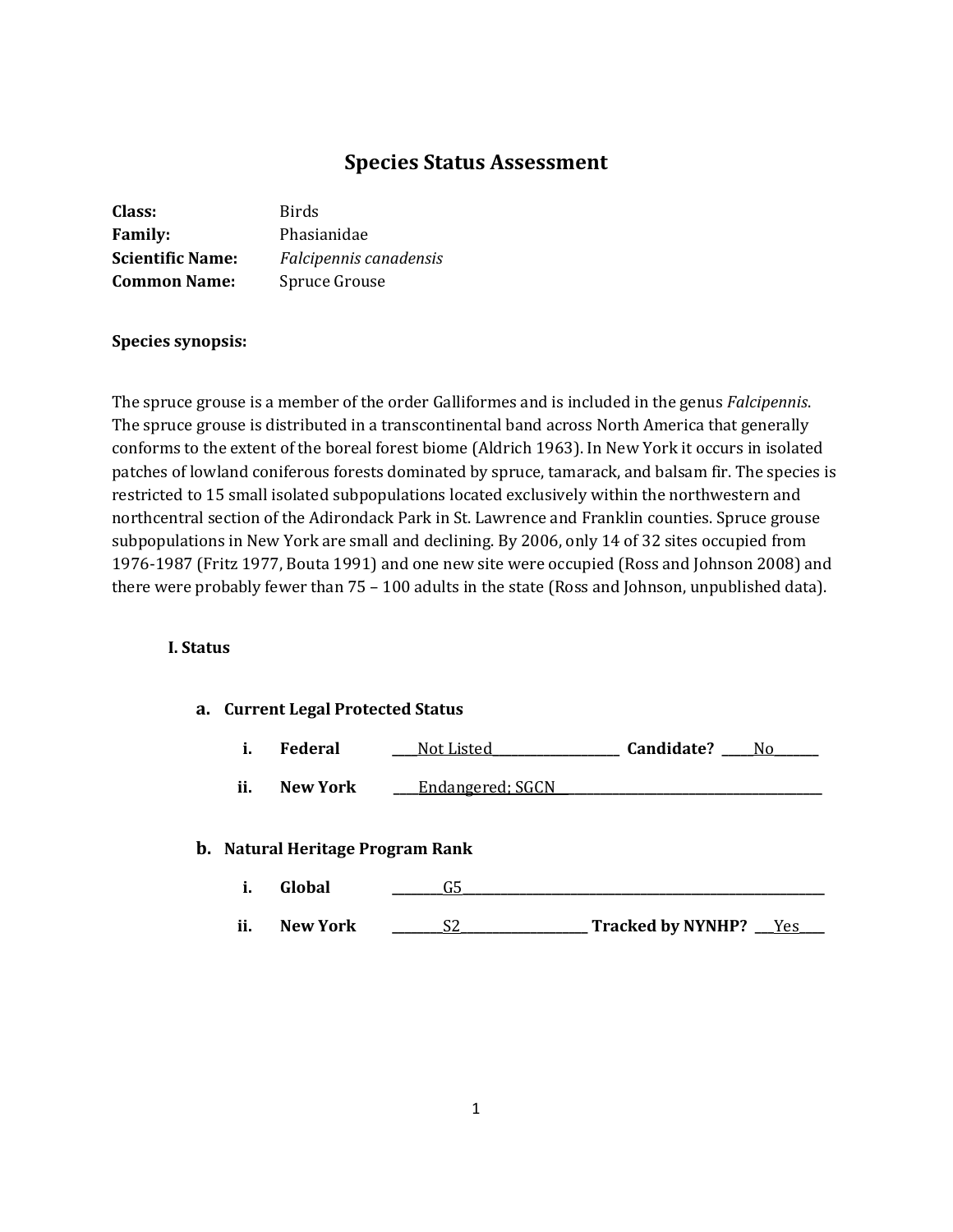# Species Status Assessment

**Class:** Birds
**Family:** Phasianidae
**Scientific Name:** *Falcipennis canadensis*
**Common Name:** Spruce Grouse

**Species synopsis:**

The spruce grouse is a member of the order Galliformes and is included in the genus *Falcipennis*. The spruce grouse is distributed in a transcontinental band across North America that generally conforms to the extent of the boreal forest biome (Aldrich 1963). In New York it occurs in isolated patches of lowland coniferous forests dominated by spruce, tamarack, and balsam fir. The species is restricted to 15 small isolated subpopulations located exclusively within the northwestern and northcentral section of the Adirondack Park in St. Lawrence and Franklin counties. Spruce grouse subpopulations in New York are small and declining. By 2006, only 14 of 32 sites occupied from 1976-1987 (Fritz 1977, Bouta 1991) and one new site were occupied (Ross and Johnson 2008) and there were probably fewer than 75 – 100 adults in the state (Ross and Johnson, unpublished data).

## I. Status

### a. Current Legal Protected Status

i. **Federal** ____Not Listed____________________ **Candidate?** _____No_______

ii. **New York** ____Endangered; SGCN________________________________________

### b. Natural Heritage Program Rank

i. **Global** ________G5____________________________________________________________

ii. **New York** ________S2____________________ **Tracked by NYNHP?** ___Yes____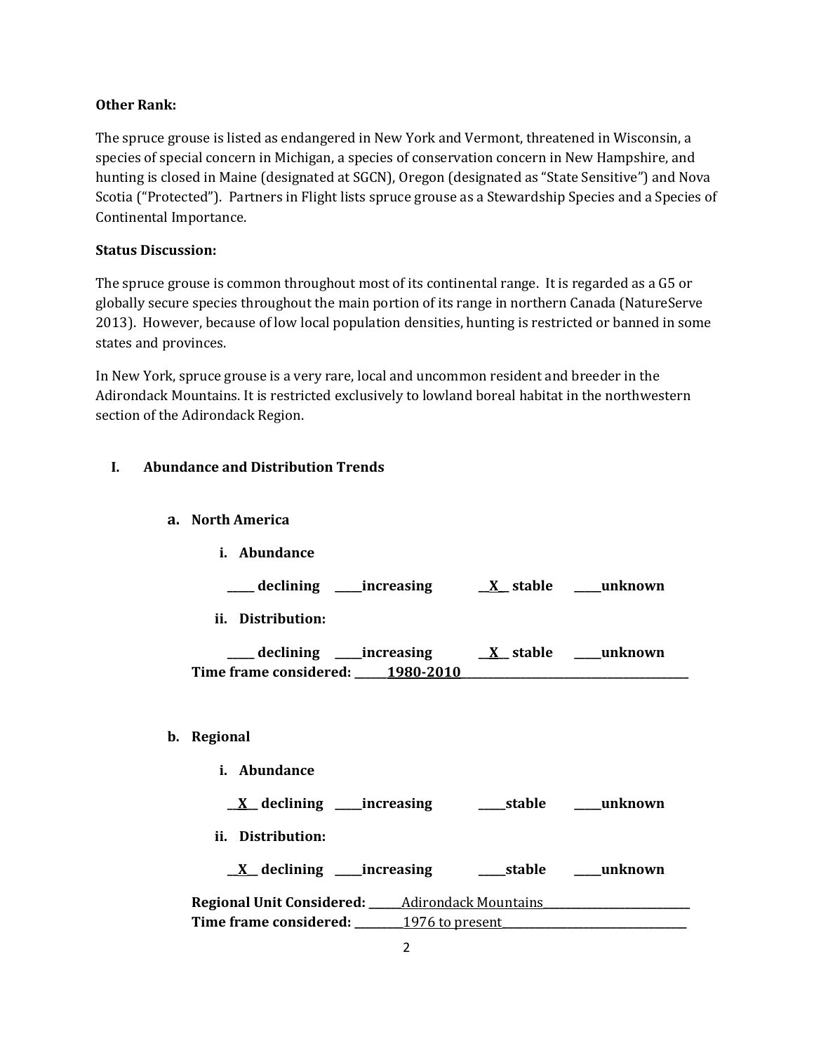**Other Rank:**

The spruce grouse is listed as endangered in New York and Vermont, threatened in Wisconsin, a species of special concern in Michigan, a species of conservation concern in New Hampshire, and hunting is closed in Maine (designated at SGCN), Oregon (designated as "State Sensitive") and Nova Scotia ("Protected"). Partners in Flight lists spruce grouse as a Stewardship Species and a Species of Continental Importance.

**Status Discussion:**

The spruce grouse is common throughout most of its continental range. It is regarded as a G5 or globally secure species throughout the main portion of its range in northern Canada (NatureServe 2013). However, because of low local population densities, hunting is restricted or banned in some states and provinces.

In New York, spruce grouse is a very rare, local and uncommon resident and breeder in the Adirondack Mountains. It is restricted exclusively to lowland boreal habitat in the northwestern section of the Adirondack Region.

## I. Abundance and Distribution Trends

### a. North America

**i. Abundance**

**_____ declining _____increasing __X__ stable _____unknown**

**ii. Distribution:**

**_____ declining _____increasing __X__ stable _____unknown**

**Time frame considered:** ______1980-2010______

### b. Regional

**i. Abundance**

**__X__ declining _____increasing _____stable _____unknown**

**ii. Distribution:**

**__X__ declining _____increasing _____stable _____unknown**

**Regional Unit Considered:** ______Adirondack Mountains______

**Time frame considered:** ______1976 to present______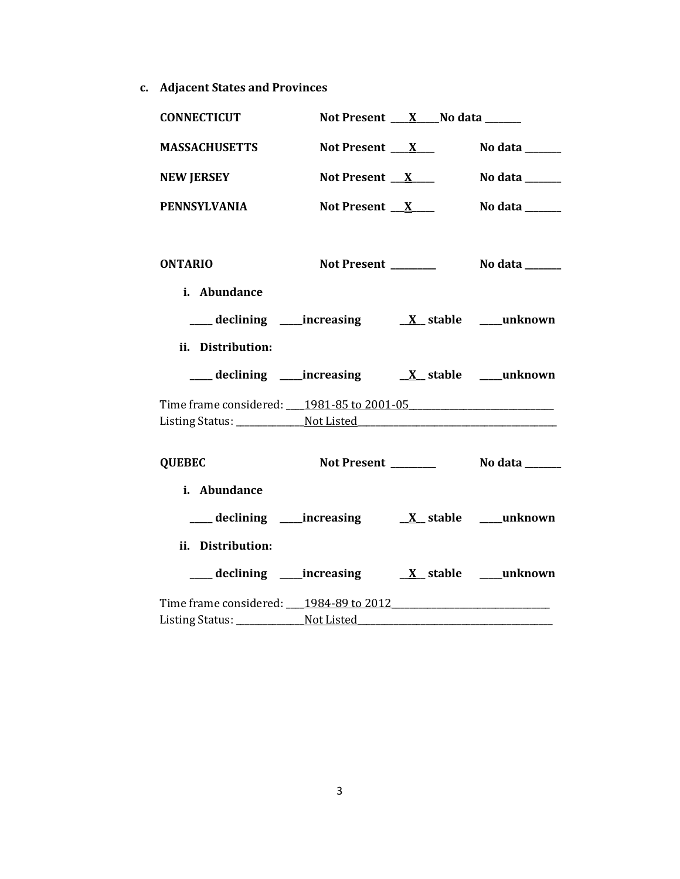**c. Adjacent States and Provinces**

**CONNECTICUT** **Not Present** ___X___ **No data** _______

**MASSACHUSETTS** **Not Present** ___X___ **No data** _______

**NEW JERSEY** **Not Present** ___X___ **No data** _______

**PENNSYLVANIA** **Not Present** ___X___ **No data** _______

**ONTARIO** **Not Present** _________ **No data** _______

**i. Abundance**

____ **declining** ____**increasing** __X__ **stable** ____**unknown**

**ii. Distribution:**

____ **declining** ____**increasing** __X__ **stable** ____**unknown**

Time frame considered: ____1981-85 to 2001-05____________________________

Listing Status: ______________Not Listed________________________________________

**QUEBEC** **Not Present** _________ **No data** _______

**i. Abundance**

____ **declining** ____**increasing** __X__ **stable** ____**unknown**

**ii. Distribution:**

____ **declining** ____**increasing** __X__ **stable** ____**unknown**

Time frame considered: ____1984-89 to 2012________________________________

Listing Status: ______________Not Listed________________________________________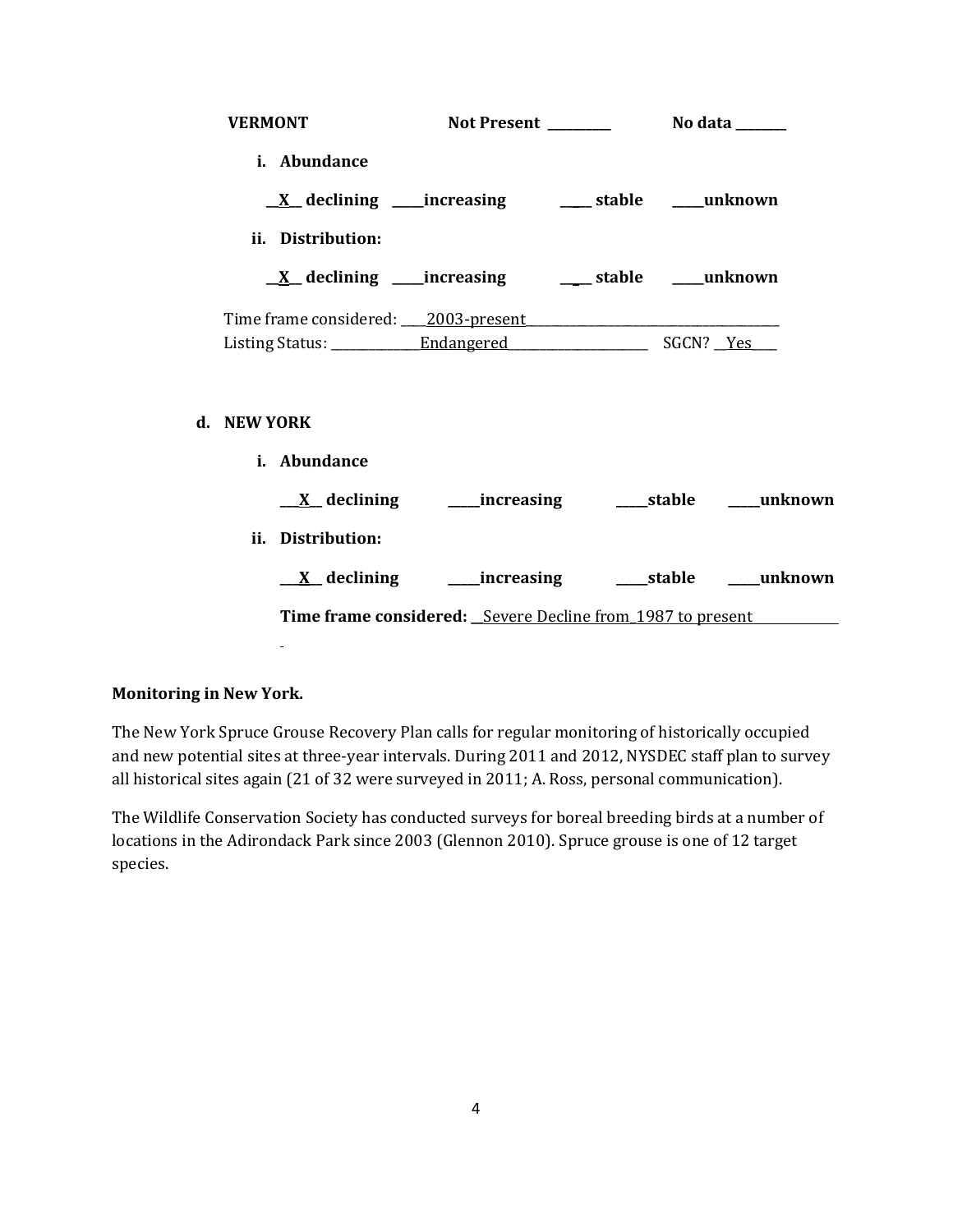**VERMONT** **Not Present** _________ **No data** _______

**i. Abundance**

__X__ **declining** _____**increasing** _____ **stable** _____**unknown**

**ii. Distribution:**

__X__ **declining** _____**increasing** _____ **stable** _____**unknown**

Time frame considered: ____2003-present________________________________________

Listing Status: ______________Endangered______________________ SGCN? __Yes____

**d. NEW YORK**

**i. Abundance**

___X__ **declining** _____**increasing** _____**stable** _____**unknown**

**ii. Distribution:**

___X__ **declining** _____**increasing** _____**stable** _____**unknown**

**Time frame considered:** __Severe Decline from_1987 to present____________

**Monitoring in New York.**

The New York Spruce Grouse Recovery Plan calls for regular monitoring of historically occupied and new potential sites at three-year intervals. During 2011 and 2012, NYSDEC staff plan to survey all historical sites again (21 of 32 were surveyed in 2011; A. Ross, personal communication).

The Wildlife Conservation Society has conducted surveys for boreal breeding birds at a number of locations in the Adirondack Park since 2003 (Glennon 2010). Spruce grouse is one of 12 target species.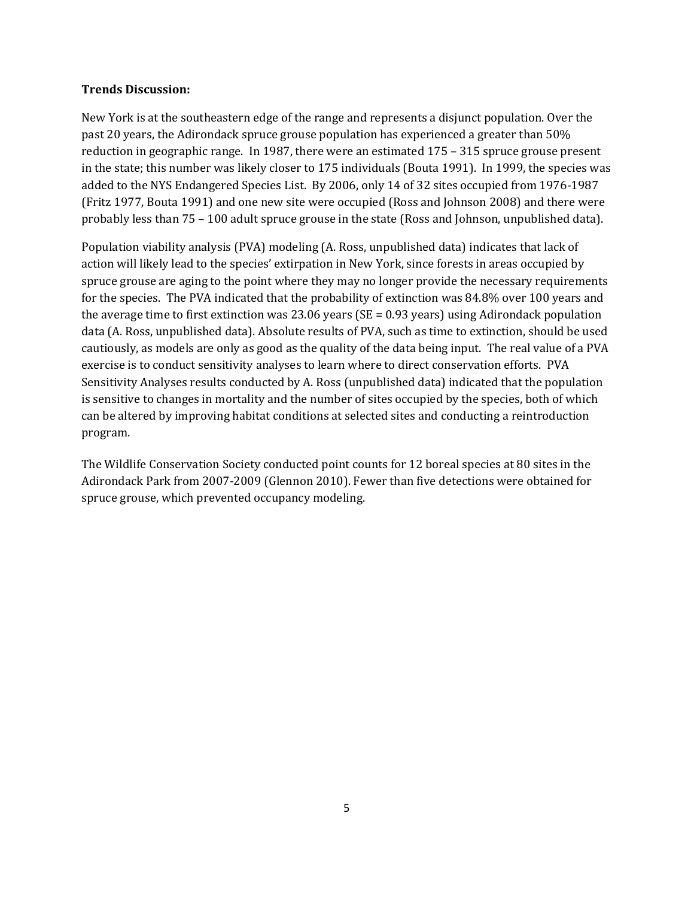**Trends Discussion:**

New York is at the southeastern edge of the range and represents a disjunct population. Over the past 20 years, the Adirondack spruce grouse population has experienced a greater than 50% reduction in geographic range. In 1987, there were an estimated 175 – 315 spruce grouse present in the state; this number was likely closer to 175 individuals (Bouta 1991). In 1999, the species was added to the NYS Endangered Species List. By 2006, only 14 of 32 sites occupied from 1976-1987 (Fritz 1977, Bouta 1991) and one new site were occupied (Ross and Johnson 2008) and there were probably less than 75 – 100 adult spruce grouse in the state (Ross and Johnson, unpublished data).

Population viability analysis (PVA) modeling (A. Ross, unpublished data) indicates that lack of action will likely lead to the species' extirpation in New York, since forests in areas occupied by spruce grouse are aging to the point where they may no longer provide the necessary requirements for the species. The PVA indicated that the probability of extinction was 84.8% over 100 years and the average time to first extinction was 23.06 years (SE = 0.93 years) using Adirondack population data (A. Ross, unpublished data). Absolute results of PVA, such as time to extinction, should be used cautiously, as models are only as good as the quality of the data being input. The real value of a PVA exercise is to conduct sensitivity analyses to learn where to direct conservation efforts. PVA Sensitivity Analyses results conducted by A. Ross (unpublished data) indicated that the population is sensitive to changes in mortality and the number of sites occupied by the species, both of which can be altered by improving habitat conditions at selected sites and conducting a reintroduction program.

The Wildlife Conservation Society conducted point counts for 12 boreal species at 80 sites in the Adirondack Park from 2007-2009 (Glennon 2010). Fewer than five detections were obtained for spruce grouse, which prevented occupancy modeling.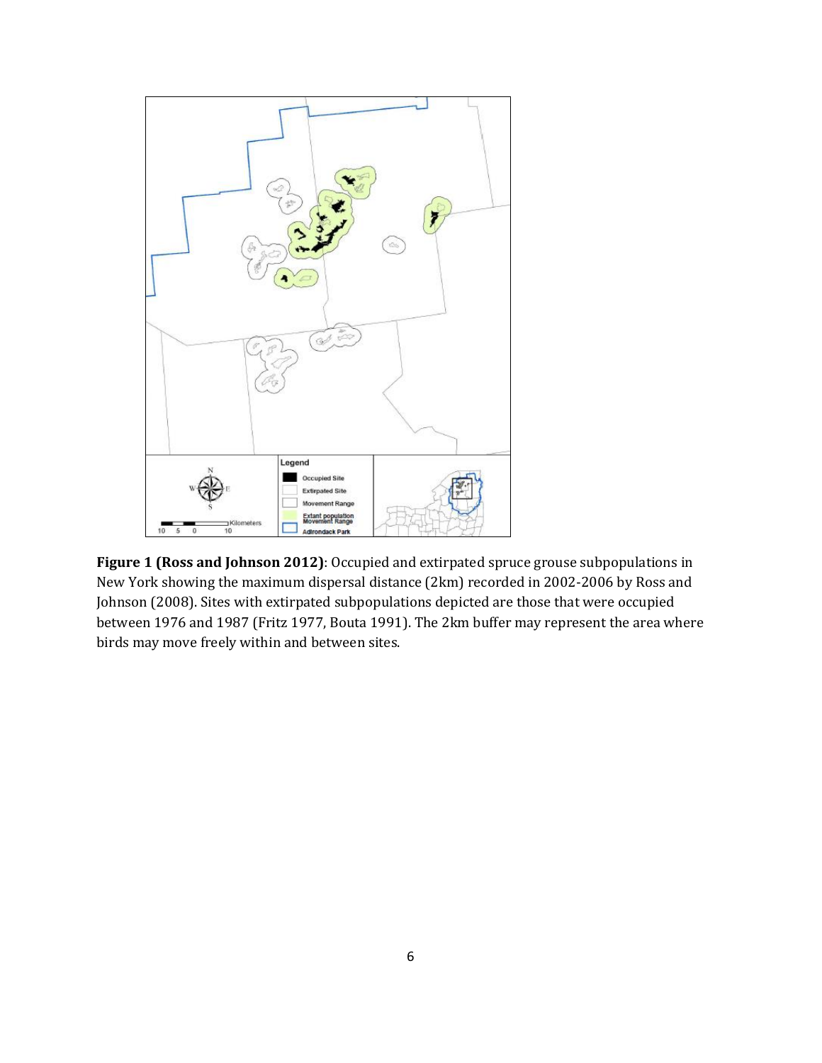**Figure 1 (Ross and Johnson 2012)**: Occupied and extirpated spruce grouse subpopulations in New York showing the maximum dispersal distance (2km) recorded in 2002-2006 by Ross and Johnson (2008). Sites with extirpated subpopulations depicted are those that were occupied between 1976 and 1987 (Fritz 1977, Bouta 1991). The 2km buffer may represent the area where birds may move freely within and between sites.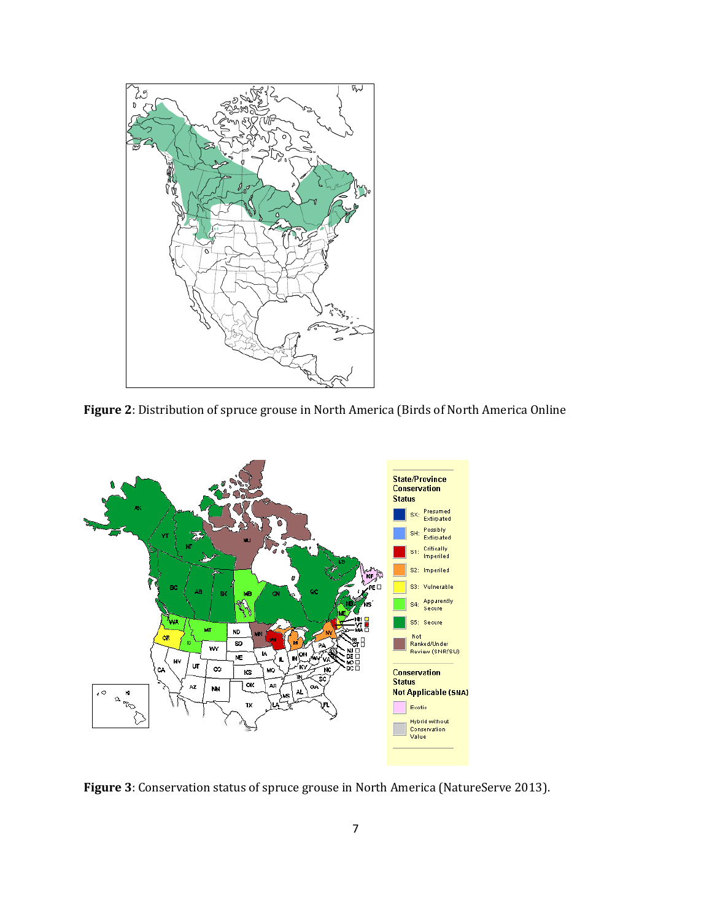**Figure 2**: Distribution of spruce grouse in North America (Birds of North America Online

**Figure 3**: Conservation status of spruce grouse in North America (NatureServe 2013).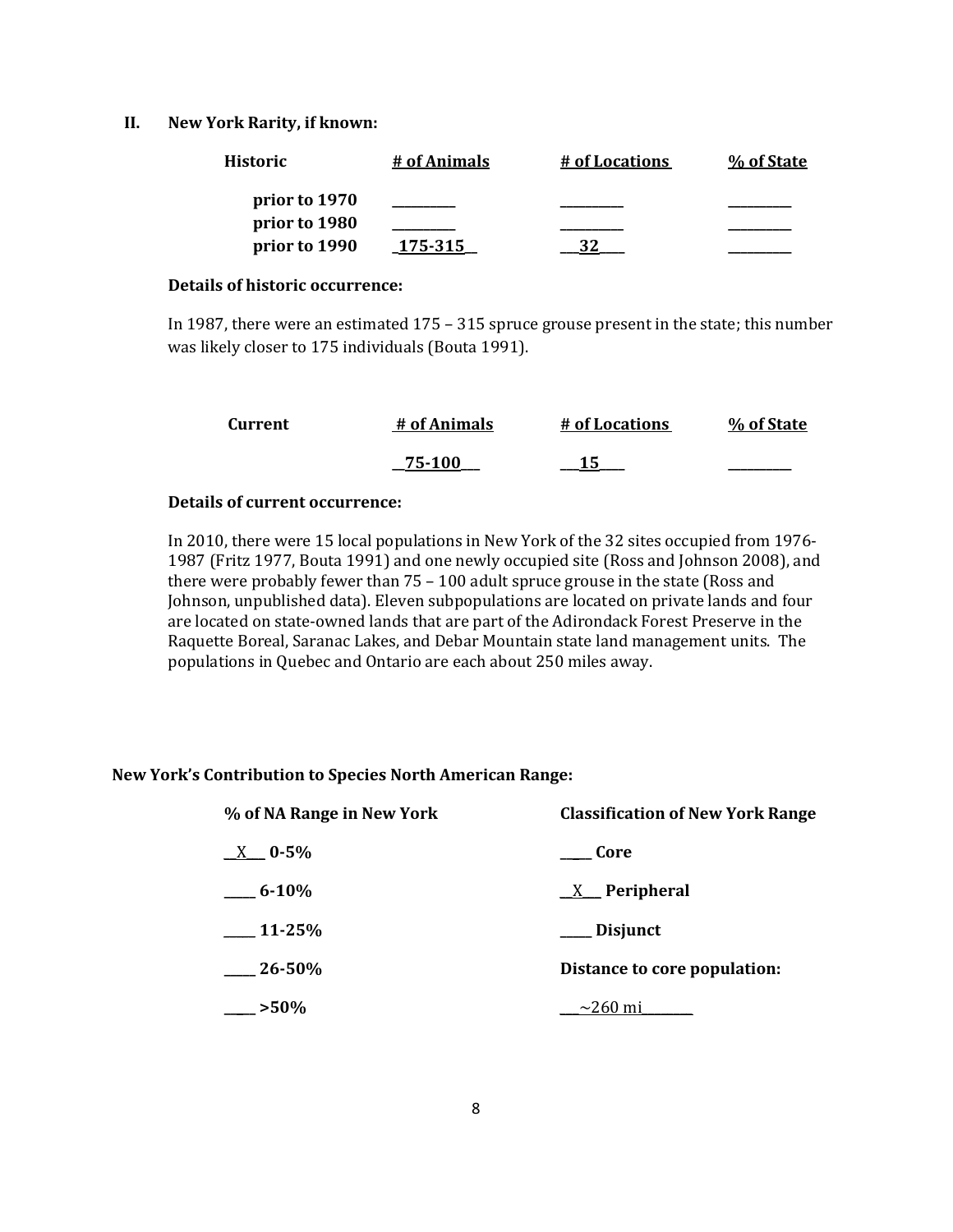## II. New York Rarity, if known:

| Historic | # of Animals | # of Locations | % of State |
|---|---|---|---|
| prior to 1970 | _________ | _________ | _________ |
| prior to 1980 | _________ | _________ | _________ |
| prior to 1990 | _175-315__ | __32___ | _________ |

**Details of historic occurrence:**

In 1987, there were an estimated 175 – 315 spruce grouse present in the state; this number was likely closer to 175 individuals (Bouta 1991).

| Current | # of Animals | # of Locations | % of State |
|---|---|---|---|
| | __75-100__ | __15___ | _________ |

**Details of current occurrence:**

In 2010, there were 15 local populations in New York of the 32 sites occupied from 1976-1987 (Fritz 1977, Bouta 1991) and one newly occupied site (Ross and Johnson 2008), and there were probably fewer than 75 – 100 adult spruce grouse in the state (Ross and Johnson, unpublished data). Eleven subpopulations are located on private lands and four are located on state-owned lands that are part of the Adirondack Forest Preserve in the Raquette Boreal, Saranac Lakes, and Debar Mountain state land management units. The populations in Quebec and Ontario are each about 250 miles away.

### New York's Contribution to Species North American Range:

| % of NA Range in New York | Classification of New York Range |
|---|---|
| __X__ 0-5% | _____ Core |
| _____ 6-10% | __X__ Peripheral |
| _____ 11-25% | _____ Disjunct |
| _____ 26-50% | **Distance to core population:** |
| _____ >50% | ___~260 mi________ |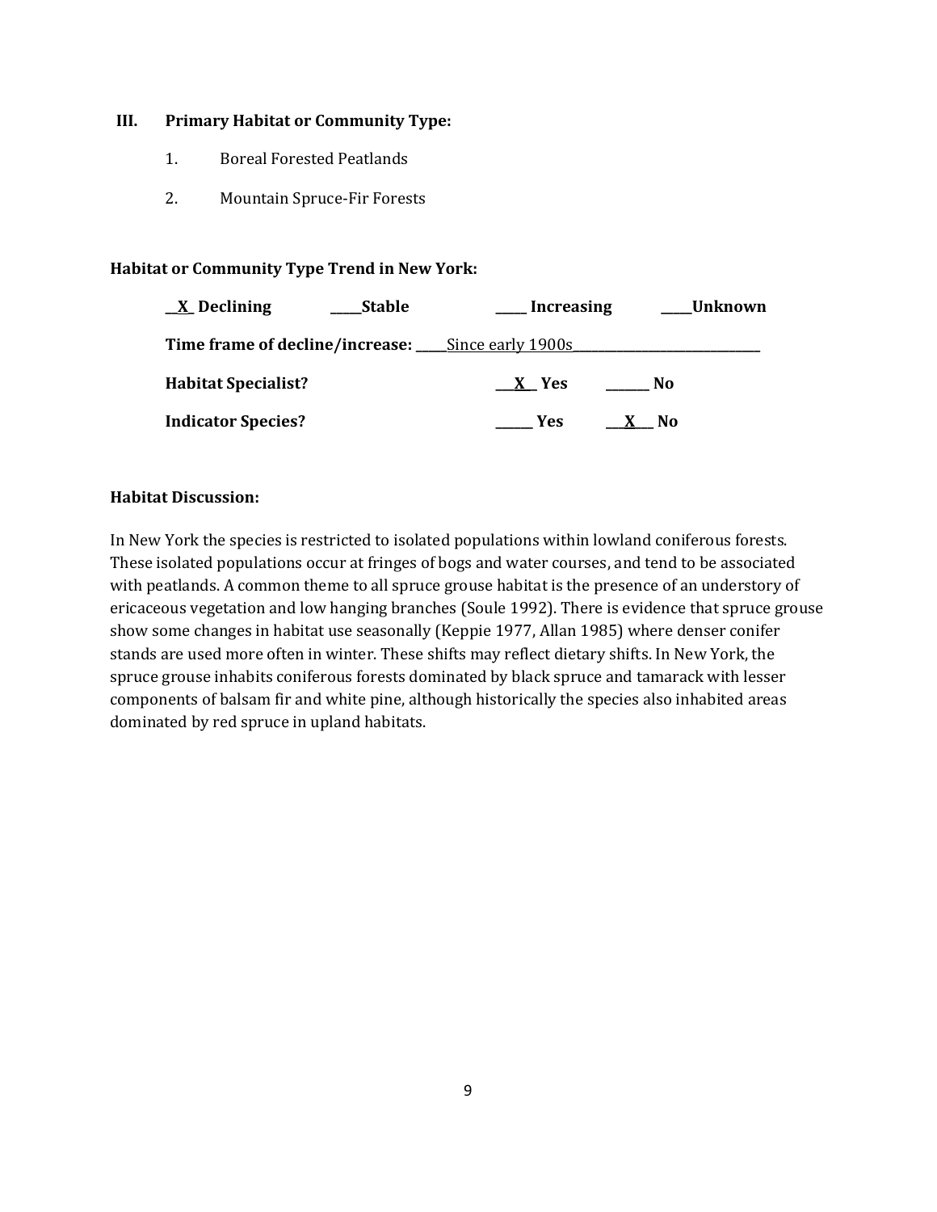## III. Primary Habitat or Community Type:

1. Boreal Forested Peatlands

2. Mountain Spruce-Fir Forests

**Habitat or Community Type Trend in New York:**

**__X_ Declining** **_____Stable** **_____ Increasing** **_____Unknown**

**Time frame of decline/increase:** _____Since early 1900s______________________________

**Habitat Specialist?** **___X__ Yes** **_______ No**

**Indicator Species?** **______ Yes** **___X___ No**

**Habitat Discussion:**

In New York the species is restricted to isolated populations within lowland coniferous forests. These isolated populations occur at fringes of bogs and water courses, and tend to be associated with peatlands. A common theme to all spruce grouse habitat is the presence of an understory of ericaceous vegetation and low hanging branches (Soule 1992). There is evidence that spruce grouse show some changes in habitat use seasonally (Keppie 1977, Allan 1985) where denser conifer stands are used more often in winter. These shifts may reflect dietary shifts. In New York, the spruce grouse inhabits coniferous forests dominated by black spruce and tamarack with lesser components of balsam fir and white pine, although historically the species also inhabited areas dominated by red spruce in upland habitats.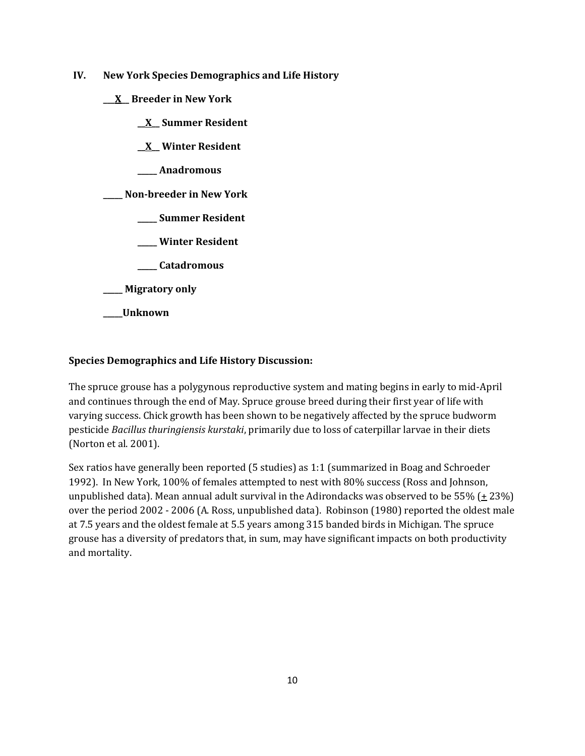## IV. New York Species Demographics and Life History

**\_\_\_X\_\_ Breeder in New York**

**\_\_X\_\_ Summer Resident**

**\_\_X\_\_ Winter Resident**

**\_\_\_\_\_ Anadromous**

**\_\_\_\_\_ Non-breeder in New York**

**\_\_\_\_\_ Summer Resident**

**\_\_\_\_\_ Winter Resident**

**\_\_\_\_\_ Catadromous**

**\_\_\_\_\_ Migratory only**

**\_\_\_\_\_Unknown**

**Species Demographics and Life History Discussion:**

The spruce grouse has a polygynous reproductive system and mating begins in early to mid-April and continues through the end of May. Spruce grouse breed during their first year of life with varying success. Chick growth has been shown to be negatively affected by the spruce budworm pesticide *Bacillus thuringiensis kurstaki*, primarily due to loss of caterpillar larvae in their diets (Norton et al. 2001).

Sex ratios have generally been reported (5 studies) as 1:1 (summarized in Boag and Schroeder 1992). In New York, 100% of females attempted to nest with 80% success (Ross and Johnson, unpublished data). Mean annual adult survival in the Adirondacks was observed to be 55% (± 23%) over the period 2002 - 2006 (A. Ross, unpublished data). Robinson (1980) reported the oldest male at 7.5 years and the oldest female at 5.5 years among 315 banded birds in Michigan. The spruce grouse has a diversity of predators that, in sum, may have significant impacts on both productivity and mortality.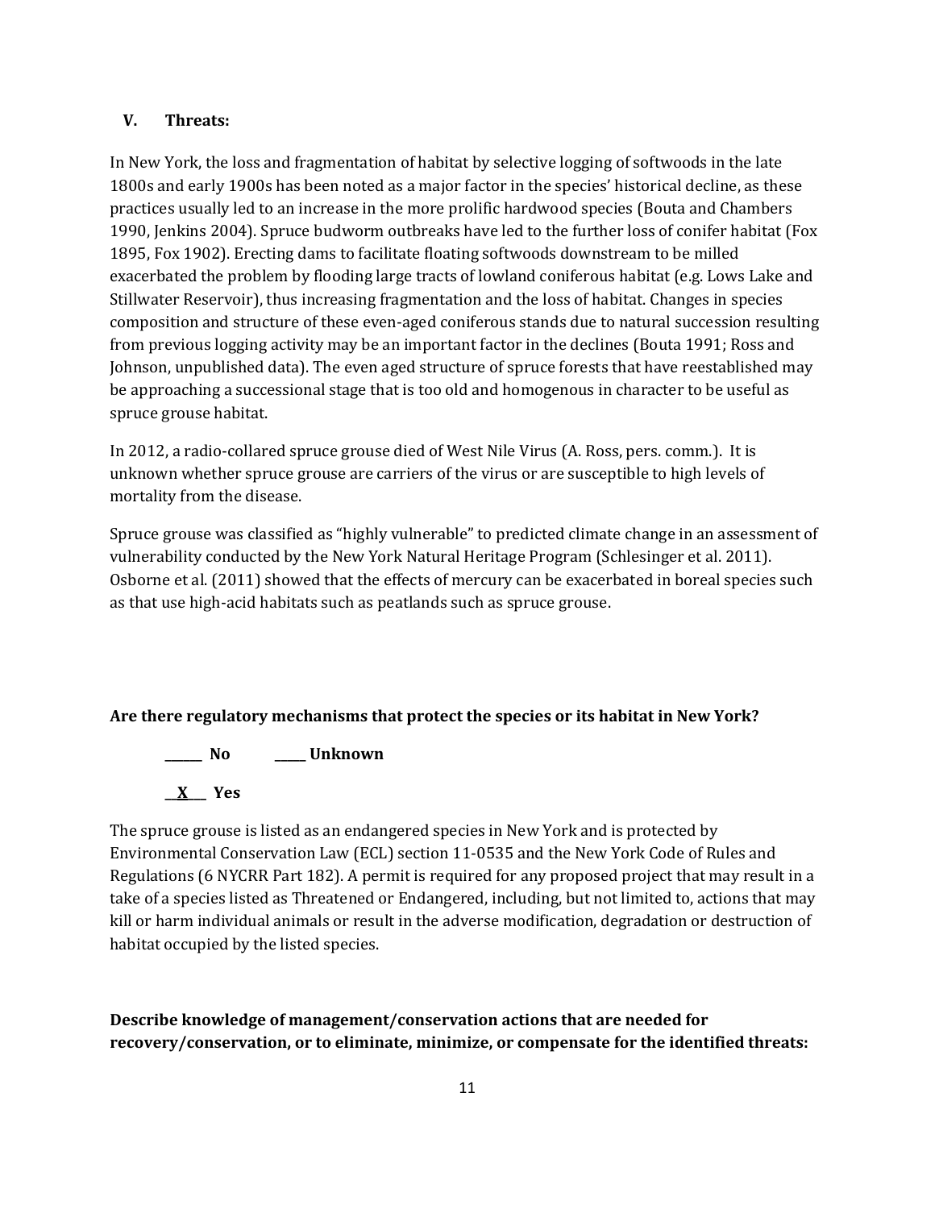## V. Threats:

In New York, the loss and fragmentation of habitat by selective logging of softwoods in the late 1800s and early 1900s has been noted as a major factor in the species' historical decline, as these practices usually led to an increase in the more prolific hardwood species (Bouta and Chambers 1990, Jenkins 2004). Spruce budworm outbreaks have led to the further loss of conifer habitat (Fox 1895, Fox 1902). Erecting dams to facilitate floating softwoods downstream to be milled exacerbated the problem by flooding large tracts of lowland coniferous habitat (e.g. Lows Lake and Stillwater Reservoir), thus increasing fragmentation and the loss of habitat. Changes in species composition and structure of these even-aged coniferous stands due to natural succession resulting from previous logging activity may be an important factor in the declines (Bouta 1991; Ross and Johnson, unpublished data). The even aged structure of spruce forests that have reestablished may be approaching a successional stage that is too old and homogenous in character to be useful as spruce grouse habitat.

In 2012, a radio-collared spruce grouse died of West Nile Virus (A. Ross, pers. comm.). It is unknown whether spruce grouse are carriers of the virus or are susceptible to high levels of mortality from the disease.

Spruce grouse was classified as "highly vulnerable" to predicted climate change in an assessment of vulnerability conducted by the New York Natural Heritage Program (Schlesinger et al. 2011). Osborne et al. (2011) showed that the effects of mercury can be exacerbated in boreal species such as that use high-acid habitats such as peatlands such as spruce grouse.

**Are there regulatory mechanisms that protect the species or its habitat in New York?**

**\_\_\_\_\_\_ No** **\_\_\_\_\_ Unknown**

**\_\_X\_\_ Yes**

The spruce grouse is listed as an endangered species in New York and is protected by Environmental Conservation Law (ECL) section 11-0535 and the New York Code of Rules and Regulations (6 NYCRR Part 182). A permit is required for any proposed project that may result in a take of a species listed as Threatened or Endangered, including, but not limited to, actions that may kill or harm individual animals or result in the adverse modification, degradation or destruction of habitat occupied by the listed species.

**Describe knowledge of management/conservation actions that are needed for recovery/conservation, or to eliminate, minimize, or compensate for the identified threats:**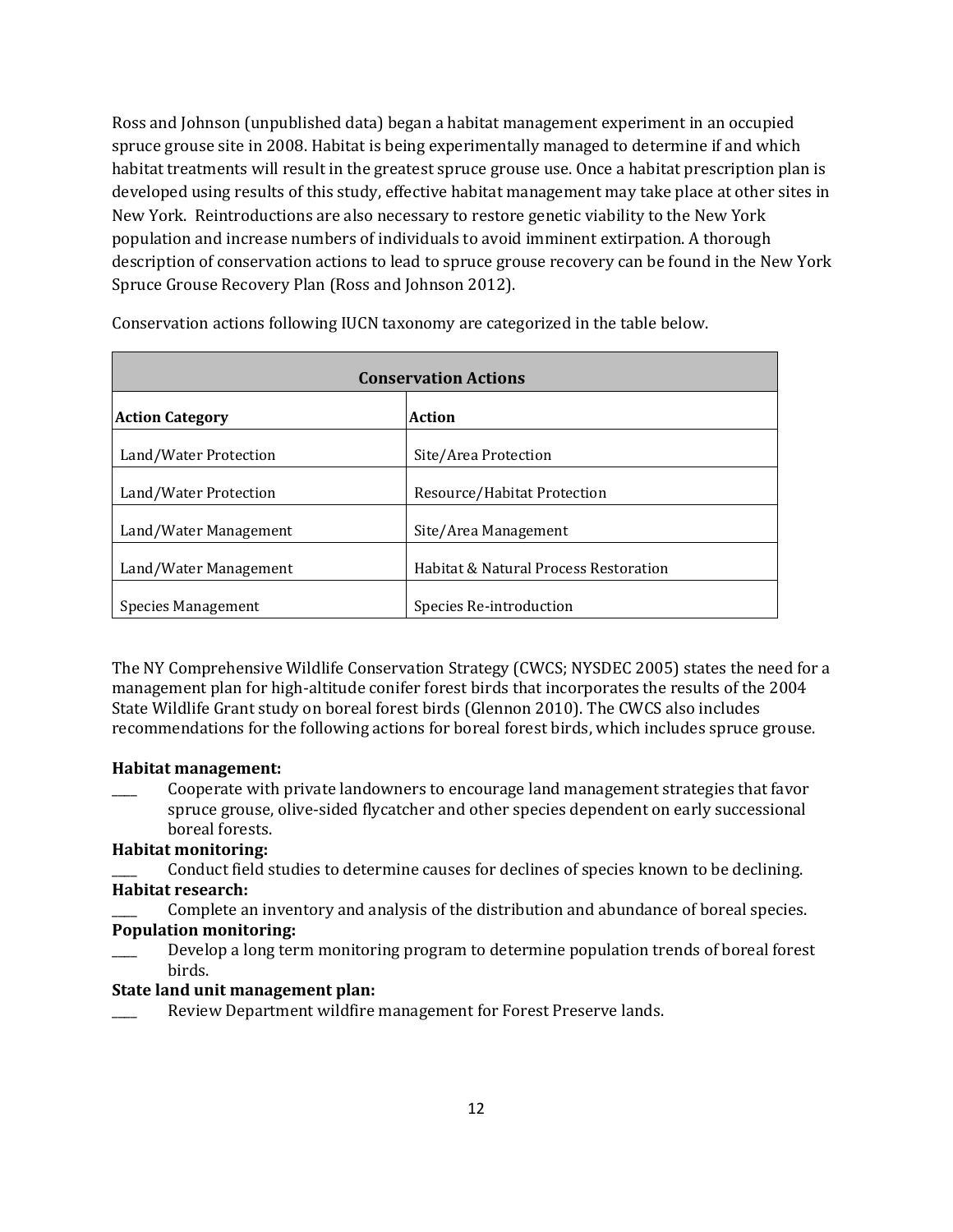Ross and Johnson (unpublished data) began a habitat management experiment in an occupied spruce grouse site in 2008. Habitat is being experimentally managed to determine if and which habitat treatments will result in the greatest spruce grouse use. Once a habitat prescription plan is developed using results of this study, effective habitat management may take place at other sites in New York. Reintroductions are also necessary to restore genetic viability to the New York population and increase numbers of individuals to avoid imminent extirpation. A thorough description of conservation actions to lead to spruce grouse recovery can be found in the New York Spruce Grouse Recovery Plan (Ross and Johnson 2012).

Conservation actions following IUCN taxonomy are categorized in the table below.

| **Conservation Actions** | |
|---|---|
| **Action Category** | **Action** |
| Land/Water Protection | Site/Area Protection |
| Land/Water Protection | Resource/Habitat Protection |
| Land/Water Management | Site/Area Management |
| Land/Water Management | Habitat & Natural Process Restoration |
| Species Management | Species Re-introduction |

The NY Comprehensive Wildlife Conservation Strategy (CWCS; NYSDEC 2005) states the need for a management plan for high-altitude conifer forest birds that incorporates the results of the 2004 State Wildlife Grant study on boreal forest birds (Glennon 2010). The CWCS also includes recommendations for the following actions for boreal forest birds, which includes spruce grouse.

**Habitat management:**

____ Cooperate with private landowners to encourage land management strategies that favor spruce grouse, olive-sided flycatcher and other species dependent on early successional boreal forests.

**Habitat monitoring:**

____ Conduct field studies to determine causes for declines of species known to be declining.

**Habitat research:**

____ Complete an inventory and analysis of the distribution and abundance of boreal species.

**Population monitoring:**

____ Develop a long term monitoring program to determine population trends of boreal forest birds.

**State land unit management plan:**

____ Review Department wildfire management for Forest Preserve lands.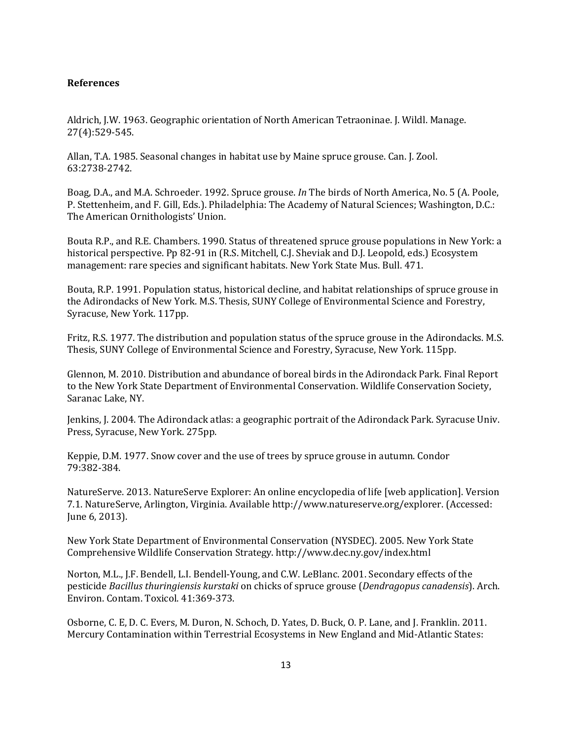**References**

Aldrich, J.W. 1963. Geographic orientation of North American Tetraoninae. J. Wildl. Manage. 27(4):529-545.

Allan, T.A. 1985. Seasonal changes in habitat use by Maine spruce grouse. Can. J. Zool. 63:2738-2742.

Boag, D.A., and M.A. Schroeder. 1992. Spruce grouse. *In* The birds of North America, No. 5 (A. Poole, P. Stettenheim, and F. Gill, Eds.). Philadelphia: The Academy of Natural Sciences; Washington, D.C.: The American Ornithologists' Union.

Bouta R.P., and R.E. Chambers. 1990. Status of threatened spruce grouse populations in New York: a historical perspective. Pp 82-91 in (R.S. Mitchell, C.J. Sheviak and D.J. Leopold, eds.) Ecosystem management: rare species and significant habitats. New York State Mus. Bull. 471.

Bouta, R.P. 1991. Population status, historical decline, and habitat relationships of spruce grouse in the Adirondacks of New York. M.S. Thesis, SUNY College of Environmental Science and Forestry, Syracuse, New York. 117pp.

Fritz, R.S. 1977. The distribution and population status of the spruce grouse in the Adirondacks. M.S. Thesis, SUNY College of Environmental Science and Forestry, Syracuse, New York. 115pp.

Glennon, M. 2010. Distribution and abundance of boreal birds in the Adirondack Park. Final Report to the New York State Department of Environmental Conservation. Wildlife Conservation Society, Saranac Lake, NY.

Jenkins, J. 2004. The Adirondack atlas: a geographic portrait of the Adirondack Park. Syracuse Univ. Press, Syracuse, New York. 275pp.

Keppie, D.M. 1977. Snow cover and the use of trees by spruce grouse in autumn. Condor 79:382-384.

NatureServe. 2013. NatureServe Explorer: An online encyclopedia of life [web application]. Version 7.1. NatureServe, Arlington, Virginia. Available http://www.natureserve.org/explorer. (Accessed: June 6, 2013).

New York State Department of Environmental Conservation (NYSDEC). 2005. New York State Comprehensive Wildlife Conservation Strategy. http://www.dec.ny.gov/index.html

Norton, M.L., J.F. Bendell, L.I. Bendell-Young, and C.W. LeBlanc. 2001. Secondary effects of the pesticide *Bacillus thuringiensis kurstaki* on chicks of spruce grouse (*Dendragopus canadensis*). Arch. Environ. Contam. Toxicol. 41:369-373.

Osborne, C. E, D. C. Evers, M. Duron, N. Schoch, D. Yates, D. Buck, O. P. Lane, and J. Franklin. 2011. Mercury Contamination within Terrestrial Ecosystems in New England and Mid-Atlantic States: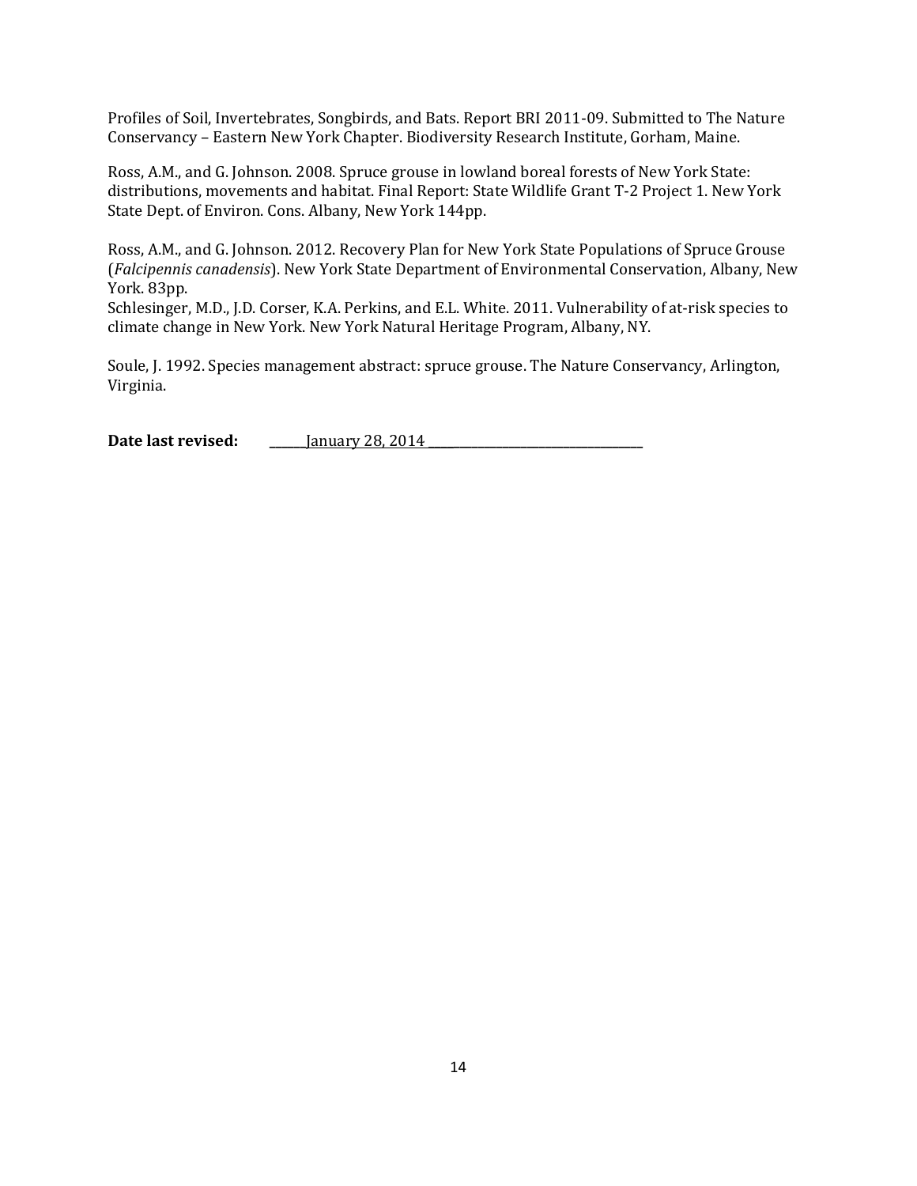Profiles of Soil, Invertebrates, Songbirds, and Bats. Report BRI 2011-09. Submitted to The Nature Conservancy – Eastern New York Chapter. Biodiversity Research Institute, Gorham, Maine.

Ross, A.M., and G. Johnson. 2008. Spruce grouse in lowland boreal forests of New York State: distributions, movements and habitat. Final Report: State Wildlife Grant T-2 Project 1. New York State Dept. of Environ. Cons. Albany, New York 144pp.

Ross, A.M., and G. Johnson. 2012. Recovery Plan for New York State Populations of Spruce Grouse (*Falcipennis canadensis*). New York State Department of Environmental Conservation, Albany, New York. 83pp.

Schlesinger, M.D., J.D. Corser, K.A. Perkins, and E.L. White. 2011. Vulnerability of at-risk species to climate change in New York. New York Natural Heritage Program, Albany, NY.

Soule, J. 1992. Species management abstract: spruce grouse. The Nature Conservancy, Arlington, Virginia.

**Date last revised:** January 28, 2014